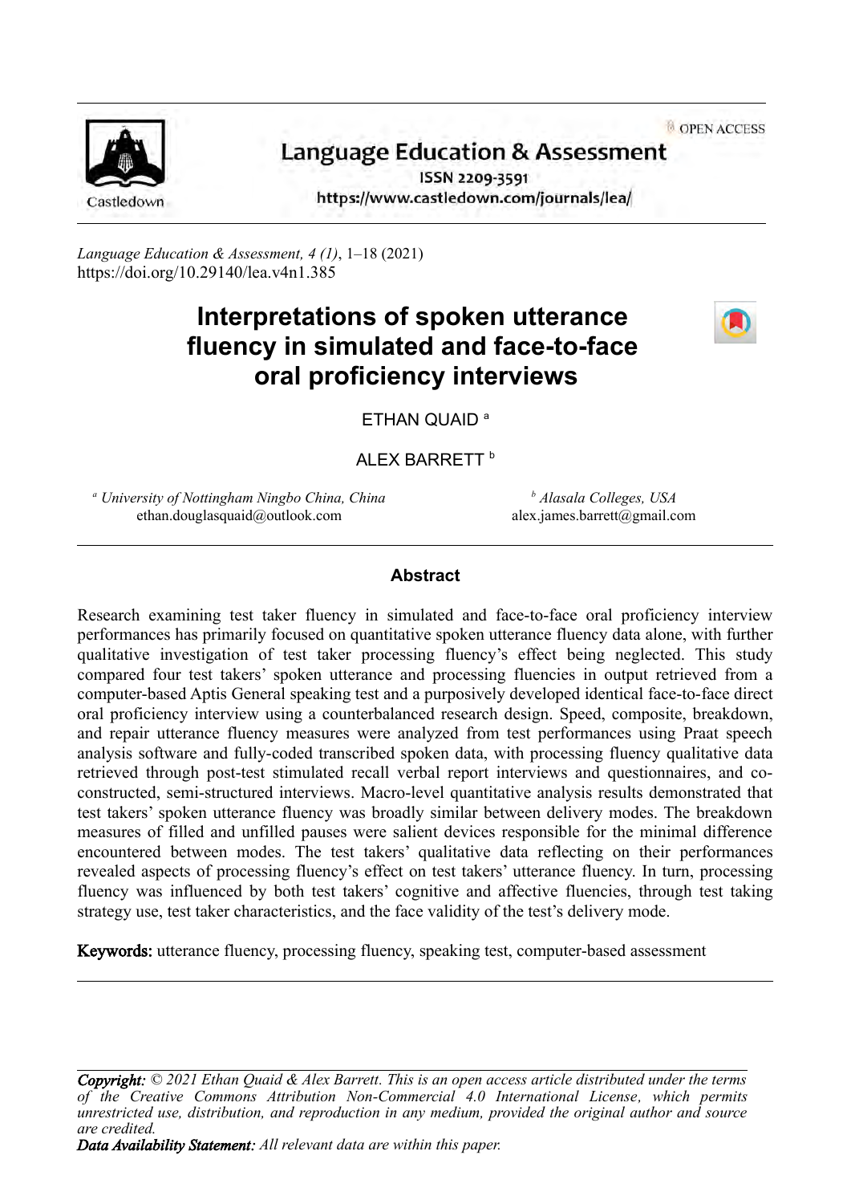Language Education & Assessment

ISSN 2209-3591

https://www.castledown.com/journals/lea/

OPEN ACCESS

*Language Education & Assessment, 4 (1)*, 1–18 (2021)
https://doi.org/10.29140/lea.v4n1.385

# Interpretations of spoken utterance fluency in simulated and face-to-face oral proficiency interviews

ETHAN QUAID [a]

ALEX BARRETT [b]

[a] *University of Nottingham Ningbo China, China*
ethan.douglasquaid@outlook.com

[b] *Alasala Colleges, USA*
alex.james.barrett@gmail.com

## Abstract

Research examining test taker fluency in simulated and face-to-face oral proficiency interview performances has primarily focused on quantitative spoken utterance fluency data alone, with further qualitative investigation of test taker processing fluency's effect being neglected. This study compared four test takers' spoken utterance and processing fluencies in output retrieved from a computer-based Aptis General speaking test and a purposively developed identical face-to-face direct oral proficiency interview using a counterbalanced research design. Speed, composite, breakdown, and repair utterance fluency measures were analyzed from test performances using Praat speech analysis software and fully-coded transcribed spoken data, with processing fluency qualitative data retrieved through post-test stimulated recall verbal report interviews and questionnaires, and co-constructed, semi-structured interviews. Macro-level quantitative analysis results demonstrated that test takers' spoken utterance fluency was broadly similar between delivery modes. The breakdown measures of filled and unfilled pauses were salient devices responsible for the minimal difference encountered between modes. The test takers' qualitative data reflecting on their performances revealed aspects of processing fluency's effect on test takers' utterance fluency. In turn, processing fluency was influenced by both test takers' cognitive and affective fluencies, through test taking strategy use, test taker characteristics, and the face validity of the test's delivery mode.

**Keywords:** utterance fluency, processing fluency, speaking test, computer-based assessment

---

***Copyright:*** *© 2021 Ethan Quaid & Alex Barrett. This is an open access article distributed under the terms of the Creative Commons Attribution Non-Commercial 4.0 International License, which permits unrestricted use, distribution, and reproduction in any medium, provided the original author and source are credited.*

***Data Availability Statement:*** *All relevant data are within this paper.*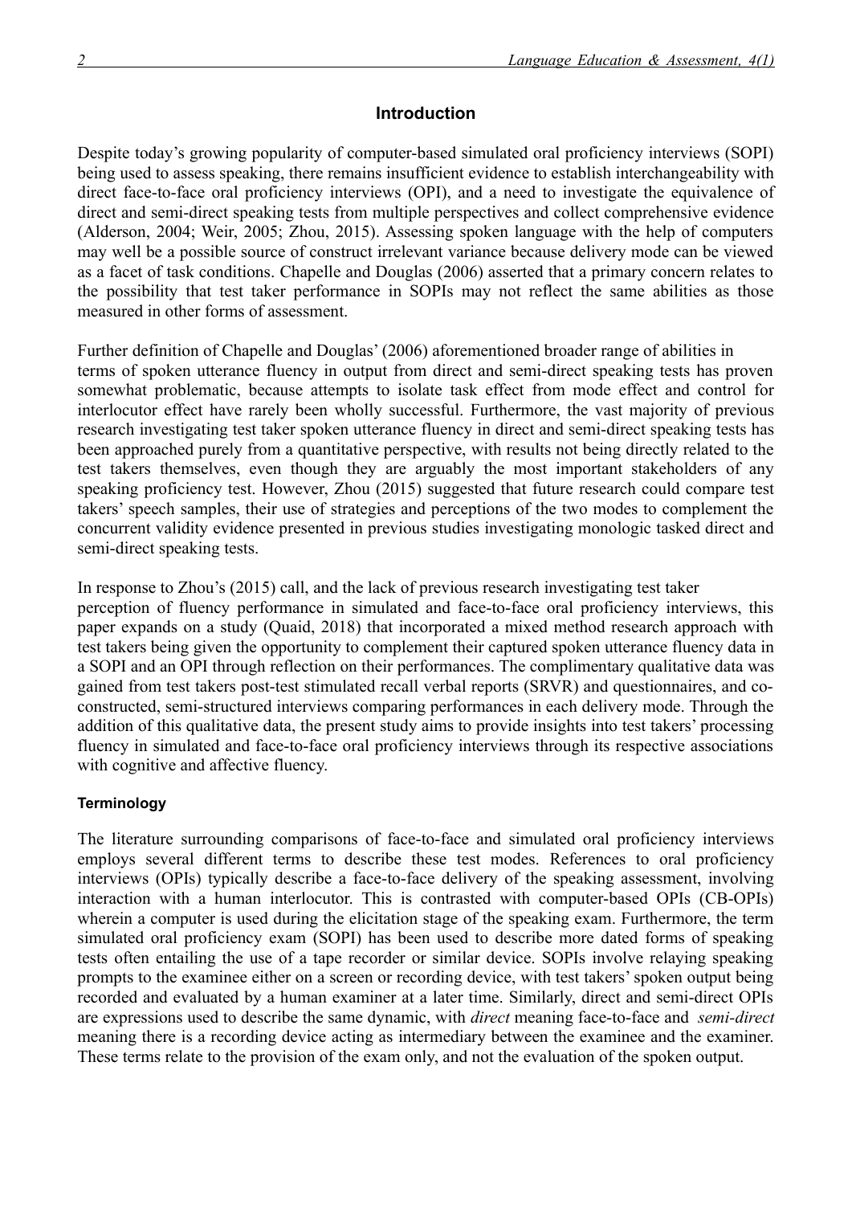## Introduction

Despite today's growing popularity of computer-based simulated oral proficiency interviews (SOPI) being used to assess speaking, there remains insufficient evidence to establish interchangeability with direct face-to-face oral proficiency interviews (OPI), and a need to investigate the equivalence of direct and semi-direct speaking tests from multiple perspectives and collect comprehensive evidence (Alderson, 2004; Weir, 2005; Zhou, 2015). Assessing spoken language with the help of computers may well be a possible source of construct irrelevant variance because delivery mode can be viewed as a facet of task conditions. Chapelle and Douglas (2006) asserted that a primary concern relates to the possibility that test taker performance in SOPIs may not reflect the same abilities as those measured in other forms of assessment.

Further definition of Chapelle and Douglas' (2006) aforementioned broader range of abilities in terms of spoken utterance fluency in output from direct and semi-direct speaking tests has proven somewhat problematic, because attempts to isolate task effect from mode effect and control for interlocutor effect have rarely been wholly successful. Furthermore, the vast majority of previous research investigating test taker spoken utterance fluency in direct and semi-direct speaking tests has been approached purely from a quantitative perspective, with results not being directly related to the test takers themselves, even though they are arguably the most important stakeholders of any speaking proficiency test. However, Zhou (2015) suggested that future research could compare test takers' speech samples, their use of strategies and perceptions of the two modes to complement the concurrent validity evidence presented in previous studies investigating monologic tasked direct and semi-direct speaking tests.

In response to Zhou's (2015) call, and the lack of previous research investigating test taker perception of fluency performance in simulated and face-to-face oral proficiency interviews, this paper expands on a study (Quaid, 2018) that incorporated a mixed method research approach with test takers being given the opportunity to complement their captured spoken utterance fluency data in a SOPI and an OPI through reflection on their performances. The complimentary qualitative data was gained from test takers post-test stimulated recall verbal reports (SRVR) and questionnaires, and co-constructed, semi-structured interviews comparing performances in each delivery mode. Through the addition of this qualitative data, the present study aims to provide insights into test takers' processing fluency in simulated and face-to-face oral proficiency interviews through its respective associations with cognitive and affective fluency.

### Terminology

The literature surrounding comparisons of face-to-face and simulated oral proficiency interviews employs several different terms to describe these test modes. References to oral proficiency interviews (OPIs) typically describe a face-to-face delivery of the speaking assessment, involving interaction with a human interlocutor. This is contrasted with computer-based OPIs (CB-OPIs) wherein a computer is used during the elicitation stage of the speaking exam. Furthermore, the term simulated oral proficiency exam (SOPI) has been used to describe more dated forms of speaking tests often entailing the use of a tape recorder or similar device. SOPIs involve relaying speaking prompts to the examinee either on a screen or recording device, with test takers' spoken output being recorded and evaluated by a human examiner at a later time. Similarly, direct and semi-direct OPIs are expressions used to describe the same dynamic, with *direct* meaning face-to-face and *semi-direct* meaning there is a recording device acting as intermediary between the examinee and the examiner. These terms relate to the provision of the exam only, and not the evaluation of the spoken output.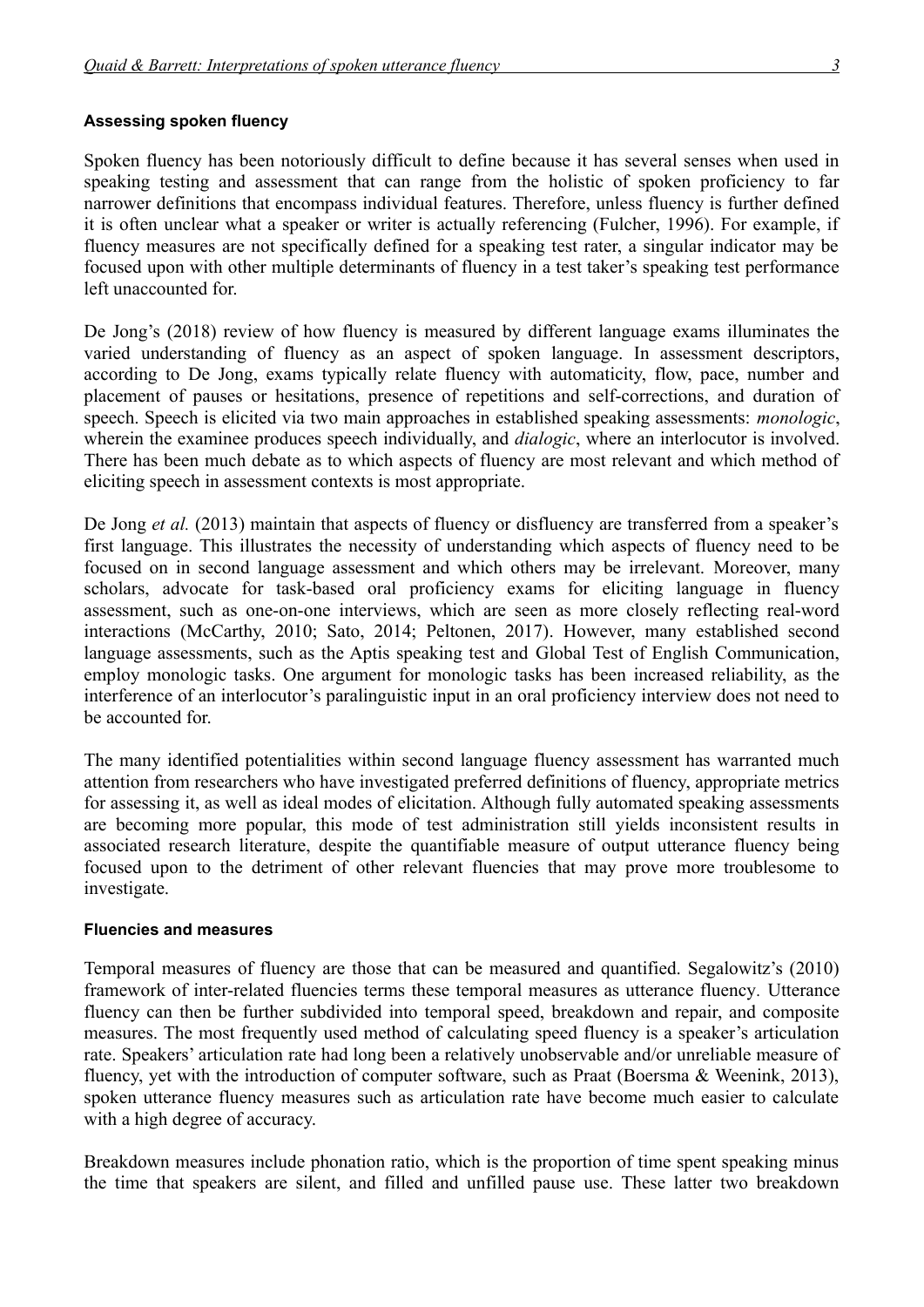### Assessing spoken fluency

Spoken fluency has been notoriously difficult to define because it has several senses when used in speaking testing and assessment that can range from the holistic of spoken proficiency to far narrower definitions that encompass individual features. Therefore, unless fluency is further defined it is often unclear what a speaker or writer is actually referencing (Fulcher, 1996). For example, if fluency measures are not specifically defined for a speaking test rater, a singular indicator may be focused upon with other multiple determinants of fluency in a test taker's speaking test performance left unaccounted for.

De Jong's (2018) review of how fluency is measured by different language exams illuminates the varied understanding of fluency as an aspect of spoken language. In assessment descriptors, according to De Jong, exams typically relate fluency with automaticity, flow, pace, number and placement of pauses or hesitations, presence of repetitions and self-corrections, and duration of speech. Speech is elicited via two main approaches in established speaking assessments: *monologic*, wherein the examinee produces speech individually, and *dialogic*, where an interlocutor is involved. There has been much debate as to which aspects of fluency are most relevant and which method of eliciting speech in assessment contexts is most appropriate.

De Jong *et al.* (2013) maintain that aspects of fluency or disfluency are transferred from a speaker's first language. This illustrates the necessity of understanding which aspects of fluency need to be focused on in second language assessment and which others may be irrelevant. Moreover, many scholars, advocate for task-based oral proficiency exams for eliciting language in fluency assessment, such as one-on-one interviews, which are seen as more closely reflecting real-word interactions (McCarthy, 2010; Sato, 2014; Peltonen, 2017). However, many established second language assessments, such as the Aptis speaking test and Global Test of English Communication, employ monologic tasks. One argument for monologic tasks has been increased reliability, as the interference of an interlocutor's paralinguistic input in an oral proficiency interview does not need to be accounted for.

The many identified potentialities within second language fluency assessment has warranted much attention from researchers who have investigated preferred definitions of fluency, appropriate metrics for assessing it, as well as ideal modes of elicitation. Although fully automated speaking assessments are becoming more popular, this mode of test administration still yields inconsistent results in associated research literature, despite the quantifiable measure of output utterance fluency being focused upon to the detriment of other relevant fluencies that may prove more troublesome to investigate.

### Fluencies and measures

Temporal measures of fluency are those that can be measured and quantified. Segalowitz's (2010) framework of inter-related fluencies terms these temporal measures as utterance fluency. Utterance fluency can then be further subdivided into temporal speed, breakdown and repair, and composite measures. The most frequently used method of calculating speed fluency is a speaker's articulation rate. Speakers' articulation rate had long been a relatively unobservable and/or unreliable measure of fluency, yet with the introduction of computer software, such as Praat (Boersma & Weenink, 2013), spoken utterance fluency measures such as articulation rate have become much easier to calculate with a high degree of accuracy.

Breakdown measures include phonation ratio, which is the proportion of time spent speaking minus the time that speakers are silent, and filled and unfilled pause use. These latter two breakdown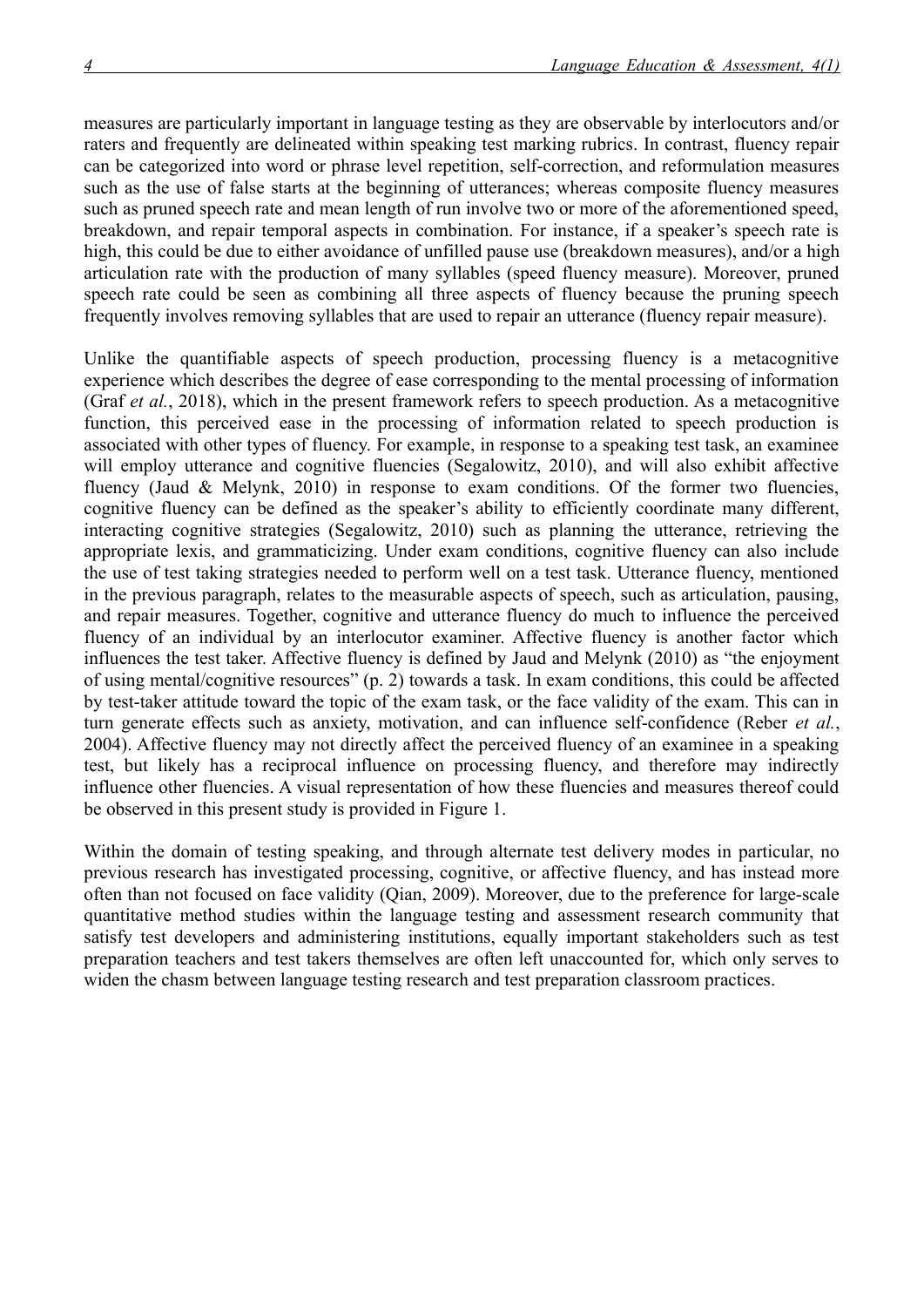measures are particularly important in language testing as they are observable by interlocutors and/or raters and frequently are delineated within speaking test marking rubrics. In contrast, fluency repair can be categorized into word or phrase level repetition, self-correction, and reformulation measures such as the use of false starts at the beginning of utterances; whereas composite fluency measures such as pruned speech rate and mean length of run involve two or more of the aforementioned speed, breakdown, and repair temporal aspects in combination. For instance, if a speaker's speech rate is high, this could be due to either avoidance of unfilled pause use (breakdown measures), and/or a high articulation rate with the production of many syllables (speed fluency measure). Moreover, pruned speech rate could be seen as combining all three aspects of fluency because the pruning speech frequently involves removing syllables that are used to repair an utterance (fluency repair measure).

Unlike the quantifiable aspects of speech production, processing fluency is a metacognitive experience which describes the degree of ease corresponding to the mental processing of information (Graf *et al.*, 2018), which in the present framework refers to speech production. As a metacognitive function, this perceived ease in the processing of information related to speech production is associated with other types of fluency. For example, in response to a speaking test task, an examinee will employ utterance and cognitive fluencies (Segalowitz, 2010), and will also exhibit affective fluency (Jaud & Melynk, 2010) in response to exam conditions. Of the former two fluencies, cognitive fluency can be defined as the speaker's ability to efficiently coordinate many different, interacting cognitive strategies (Segalowitz, 2010) such as planning the utterance, retrieving the appropriate lexis, and grammaticizing. Under exam conditions, cognitive fluency can also include the use of test taking strategies needed to perform well on a test task. Utterance fluency, mentioned in the previous paragraph, relates to the measurable aspects of speech, such as articulation, pausing, and repair measures. Together, cognitive and utterance fluency do much to influence the perceived fluency of an individual by an interlocutor examiner. Affective fluency is another factor which influences the test taker. Affective fluency is defined by Jaud and Melynk (2010) as "the enjoyment of using mental/cognitive resources" (p. 2) towards a task. In exam conditions, this could be affected by test-taker attitude toward the topic of the exam task, or the face validity of the exam. This can in turn generate effects such as anxiety, motivation, and can influence self-confidence (Reber *et al.*, 2004). Affective fluency may not directly affect the perceived fluency of an examinee in a speaking test, but likely has a reciprocal influence on processing fluency, and therefore may indirectly influence other fluencies. A visual representation of how these fluencies and measures thereof could be observed in this present study is provided in Figure 1.

Within the domain of testing speaking, and through alternate test delivery modes in particular, no previous research has investigated processing, cognitive, or affective fluency, and has instead more often than not focused on face validity (Qian, 2009). Moreover, due to the preference for large-scale quantitative method studies within the language testing and assessment research community that satisfy test developers and administering institutions, equally important stakeholders such as test preparation teachers and test takers themselves are often left unaccounted for, which only serves to widen the chasm between language testing research and test preparation classroom practices.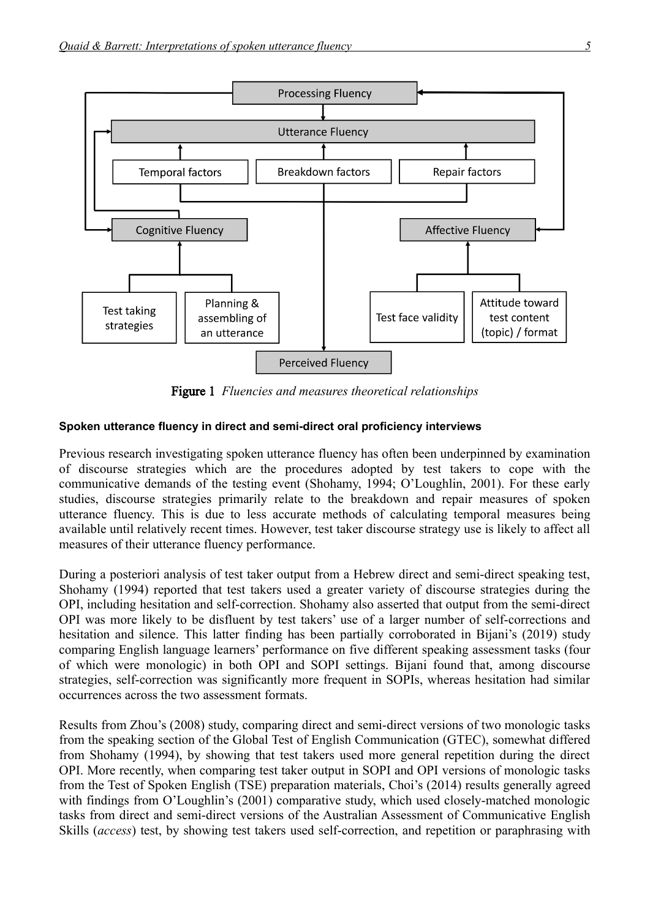Figure 1 *Fluencies and measures theoretical relationships*

**Spoken utterance fluency in direct and semi-direct oral proficiency interviews**

Previous research investigating spoken utterance fluency has often been underpinned by examination of discourse strategies which are the procedures adopted by test takers to cope with the communicative demands of the testing event (Shohamy, 1994; O'Loughlin, 2001). For these early studies, discourse strategies primarily relate to the breakdown and repair measures of spoken utterance fluency. This is due to less accurate methods of calculating temporal measures being available until relatively recent times. However, test taker discourse strategy use is likely to affect all measures of their utterance fluency performance.

During a posteriori analysis of test taker output from a Hebrew direct and semi-direct speaking test, Shohamy (1994) reported that test takers used a greater variety of discourse strategies during the OPI, including hesitation and self-correction. Shohamy also asserted that output from the semi-direct OPI was more likely to be disfluent by test takers' use of a larger number of self-corrections and hesitation and silence. This latter finding has been partially corroborated in Bijani's (2019) study comparing English language learners' performance on five different speaking assessment tasks (four of which were monologic) in both OPI and SOPI settings. Bijani found that, among discourse strategies, self-correction was significantly more frequent in SOPIs, whereas hesitation had similar occurrences across the two assessment formats.

Results from Zhou's (2008) study, comparing direct and semi-direct versions of two monologic tasks from the speaking section of the Global Test of English Communication (GTEC), somewhat differed from Shohamy (1994), by showing that test takers used more general repetition during the direct OPI. More recently, when comparing test taker output in SOPI and OPI versions of monologic tasks from the Test of Spoken English (TSE) preparation materials, Choi's (2014) results generally agreed with findings from O'Loughlin's (2001) comparative study, which used closely-matched monologic tasks from direct and semi-direct versions of the Australian Assessment of Communicative English Skills (*access*) test, by showing test takers used self-correction, and repetition or paraphrasing with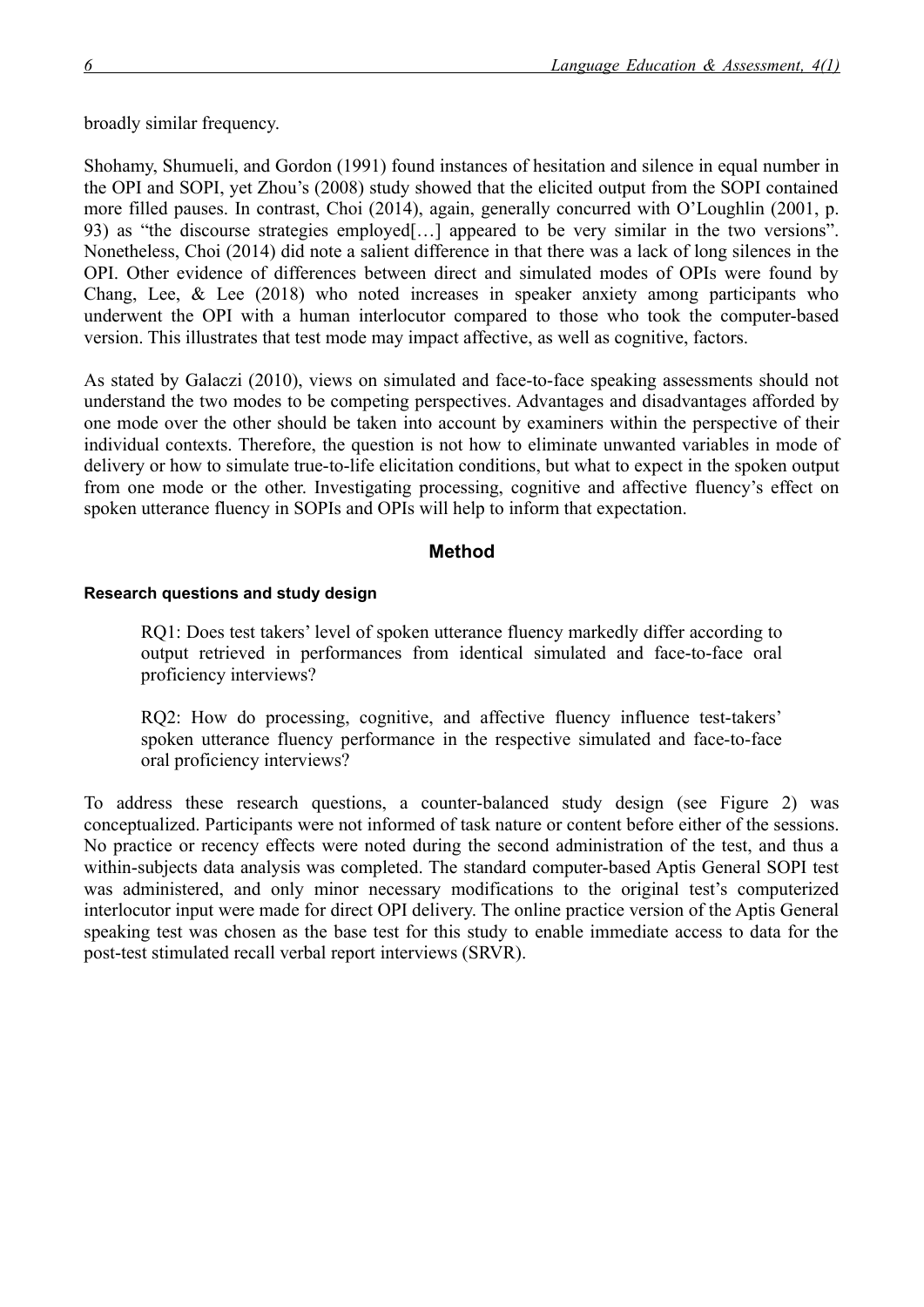broadly similar frequency.

Shohamy, Shumueli, and Gordon (1991) found instances of hesitation and silence in equal number in the OPI and SOPI, yet Zhou's (2008) study showed that the elicited output from the SOPI contained more filled pauses. In contrast, Choi (2014), again, generally concurred with O'Loughlin (2001, p. 93) as "the discourse strategies employed[…] appeared to be very similar in the two versions". Nonetheless, Choi (2014) did note a salient difference in that there was a lack of long silences in the OPI. Other evidence of differences between direct and simulated modes of OPIs were found by Chang, Lee, & Lee (2018) who noted increases in speaker anxiety among participants who underwent the OPI with a human interlocutor compared to those who took the computer-based version. This illustrates that test mode may impact affective, as well as cognitive, factors.

As stated by Galaczi (2010), views on simulated and face-to-face speaking assessments should not understand the two modes to be competing perspectives. Advantages and disadvantages afforded by one mode over the other should be taken into account by examiners within the perspective of their individual contexts. Therefore, the question is not how to eliminate unwanted variables in mode of delivery or how to simulate true-to-life elicitation conditions, but what to expect in the spoken output from one mode or the other. Investigating processing, cognitive and affective fluency's effect on spoken utterance fluency in SOPIs and OPIs will help to inform that expectation.

## Method

### Research questions and study design

> RQ1: Does test takers' level of spoken utterance fluency markedly differ according to output retrieved in performances from identical simulated and face-to-face oral proficiency interviews?
>
> RQ2: How do processing, cognitive, and affective fluency influence test-takers' spoken utterance fluency performance in the respective simulated and face-to-face oral proficiency interviews?

To address these research questions, a counter-balanced study design (see Figure 2) was conceptualized. Participants were not informed of task nature or content before either of the sessions. No practice or recency effects were noted during the second administration of the test, and thus a within-subjects data analysis was completed. The standard computer-based Aptis General SOPI test was administered, and only minor necessary modifications to the original test's computerized interlocutor input were made for direct OPI delivery. The online practice version of the Aptis General speaking test was chosen as the base test for this study to enable immediate access to data for the post-test stimulated recall verbal report interviews (SRVR).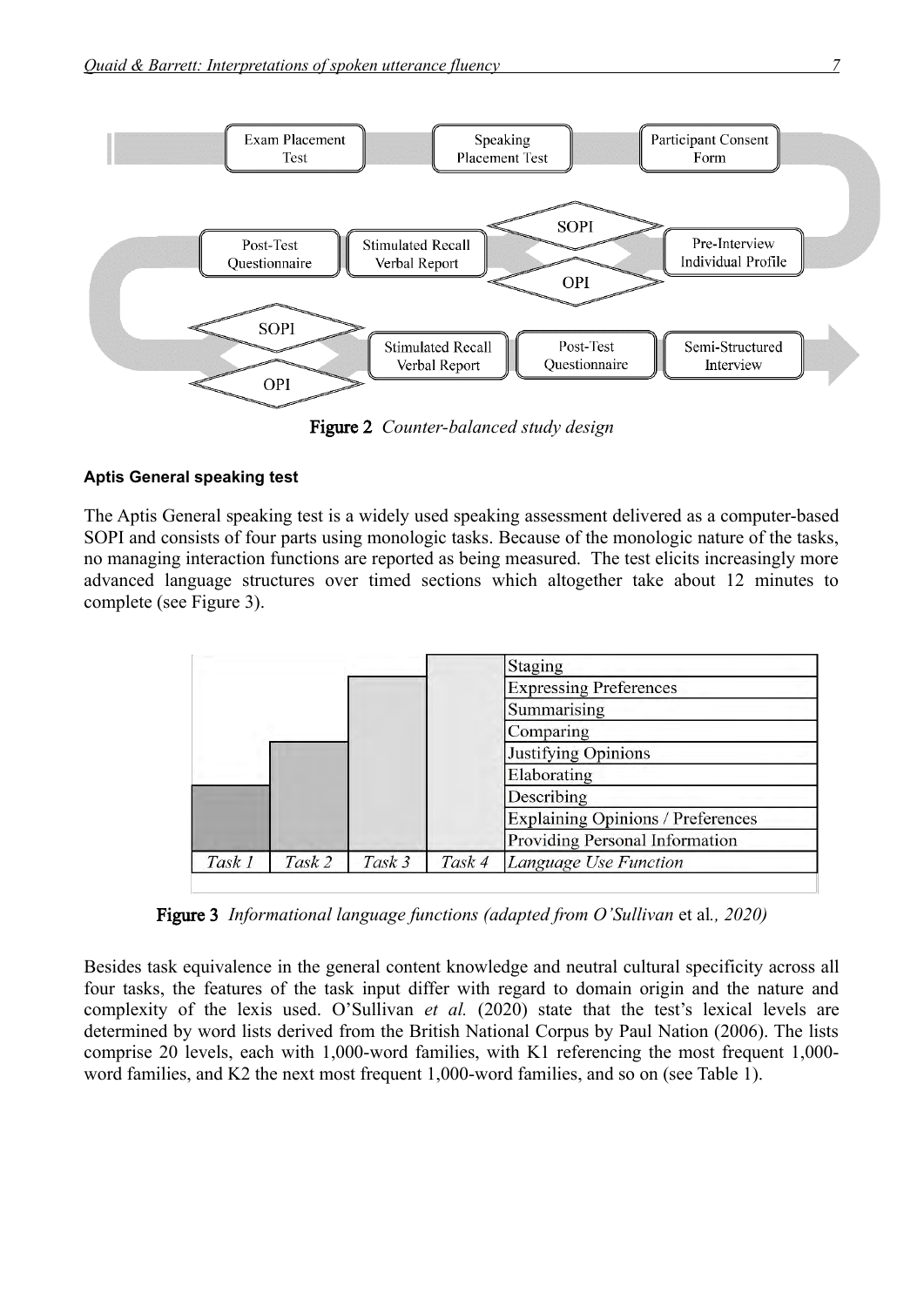Figure 2 *Counter-balanced study design*

#### Aptis General speaking test

The Aptis General speaking test is a widely used speaking assessment delivered as a computer-based SOPI and consists of four parts using monologic tasks. Because of the monologic nature of the tasks, no managing interaction functions are reported as being measured. The test elicits increasingly more advanced language structures over timed sections which altogether take about 12 minutes to complete (see Figure 3).

Figure 3 *Informational language functions (adapted from O'Sullivan* et al*., 2020)*

Besides task equivalence in the general content knowledge and neutral cultural specificity across all four tasks, the features of the task input differ with regard to domain origin and the nature and complexity of the lexis used. O'Sullivan *et al.* (2020) state that the test's lexical levels are determined by word lists derived from the British National Corpus by Paul Nation (2006). The lists comprise 20 levels, each with 1,000-word families, with K1 referencing the most frequent 1,000-word families, and K2 the next most frequent 1,000-word families, and so on (see Table 1).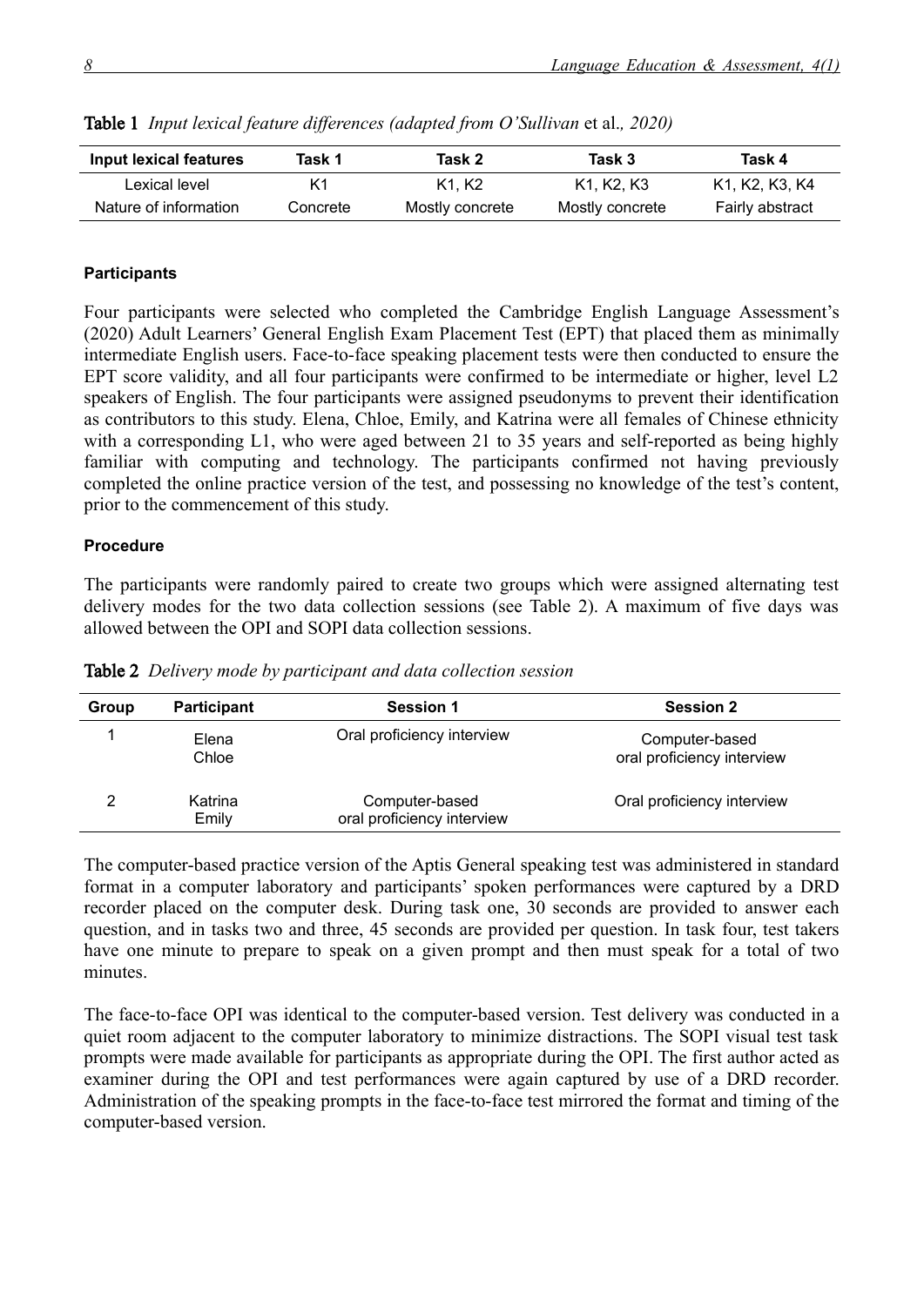**Table 1** *Input lexical feature differences (adapted from O'Sullivan* et al*., 2020)*

| Input lexical features | Task 1 | Task 2 | Task 3 | Task 4 |
|---|---|---|---|---|
| Lexical level | K1 | K1, K2 | K1, K2, K3 | K1, K2, K3, K4 |
| Nature of information | Concrete | Mostly concrete | Mostly concrete | Fairly abstract |

**Participants**

Four participants were selected who completed the Cambridge English Language Assessment's (2020) Adult Learners' General English Exam Placement Test (EPT) that placed them as minimally intermediate English users. Face-to-face speaking placement tests were then conducted to ensure the EPT score validity, and all four participants were confirmed to be intermediate or higher, level L2 speakers of English. The four participants were assigned pseudonyms to prevent their identification as contributors to this study. Elena, Chloe, Emily, and Katrina were all females of Chinese ethnicity with a corresponding L1, who were aged between 21 to 35 years and self-reported as being highly familiar with computing and technology. The participants confirmed not having previously completed the online practice version of the test, and possessing no knowledge of the test's content, prior to the commencement of this study.

**Procedure**

The participants were randomly paired to create two groups which were assigned alternating test delivery modes for the two data collection sessions (see Table 2). A maximum of five days was allowed between the OPI and SOPI data collection sessions.

**Table 2** *Delivery mode by participant and data collection session*

| Group | Participant | Session 1 | Session 2 |
|---|---|---|---|
| 1 | Elena<br>Chloe | Oral proficiency interview | Computer-based<br>oral proficiency interview |
| 2 | Katrina<br>Emily | Computer-based<br>oral proficiency interview | Oral proficiency interview |

The computer-based practice version of the Aptis General speaking test was administered in standard format in a computer laboratory and participants' spoken performances were captured by a DRD recorder placed on the computer desk. During task one, 30 seconds are provided to answer each question, and in tasks two and three, 45 seconds are provided per question. In task four, test takers have one minute to prepare to speak on a given prompt and then must speak for a total of two minutes.

The face-to-face OPI was identical to the computer-based version. Test delivery was conducted in a quiet room adjacent to the computer laboratory to minimize distractions. The SOPI visual test task prompts were made available for participants as appropriate during the OPI. The first author acted as examiner during the OPI and test performances were again captured by use of a DRD recorder. Administration of the speaking prompts in the face-to-face test mirrored the format and timing of the computer-based version.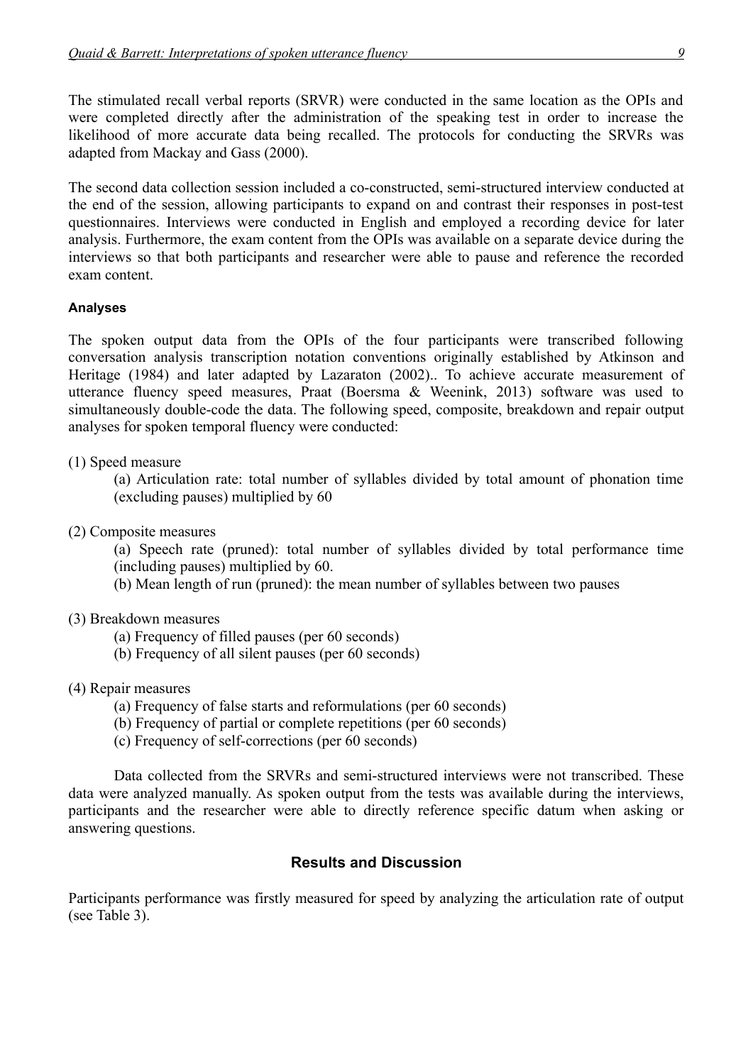The stimulated recall verbal reports (SRVR) were conducted in the same location as the OPIs and were completed directly after the administration of the speaking test in order to increase the likelihood of more accurate data being recalled. The protocols for conducting the SRVRs was adapted from Mackay and Gass (2000).

The second data collection session included a co-constructed, semi-structured interview conducted at the end of the session, allowing participants to expand on and contrast their responses in post-test questionnaires. Interviews were conducted in English and employed a recording device for later analysis. Furthermore, the exam content from the OPIs was available on a separate device during the interviews so that both participants and researcher were able to pause and reference the recorded exam content.

#### Analyses

The spoken output data from the OPIs of the four participants were transcribed following conversation analysis transcription notation conventions originally established by Atkinson and Heritage (1984) and later adapted by Lazaraton (2002).. To achieve accurate measurement of utterance fluency speed measures, Praat (Boersma & Weenink, 2013) software was used to simultaneously double-code the data. The following speed, composite, breakdown and repair output analyses for spoken temporal fluency were conducted:

(1) Speed measure

- (a) Articulation rate: total number of syllables divided by total amount of phonation time (excluding pauses) multiplied by 60

(2) Composite measures

- (a) Speech rate (pruned): total number of syllables divided by total performance time (including pauses) multiplied by 60.
- (b) Mean length of run (pruned): the mean number of syllables between two pauses

(3) Breakdown measures

- (a) Frequency of filled pauses (per 60 seconds)
- (b) Frequency of all silent pauses (per 60 seconds)

(4) Repair measures

- (a) Frequency of false starts and reformulations (per 60 seconds)
- (b) Frequency of partial or complete repetitions (per 60 seconds)
- (c) Frequency of self-corrections (per 60 seconds)

Data collected from the SRVRs and semi-structured interviews were not transcribed. These data were analyzed manually. As spoken output from the tests was available during the interviews, participants and the researcher were able to directly reference specific datum when asking or answering questions.

### Results and Discussion

Participants performance was firstly measured for speed by analyzing the articulation rate of output (see Table 3).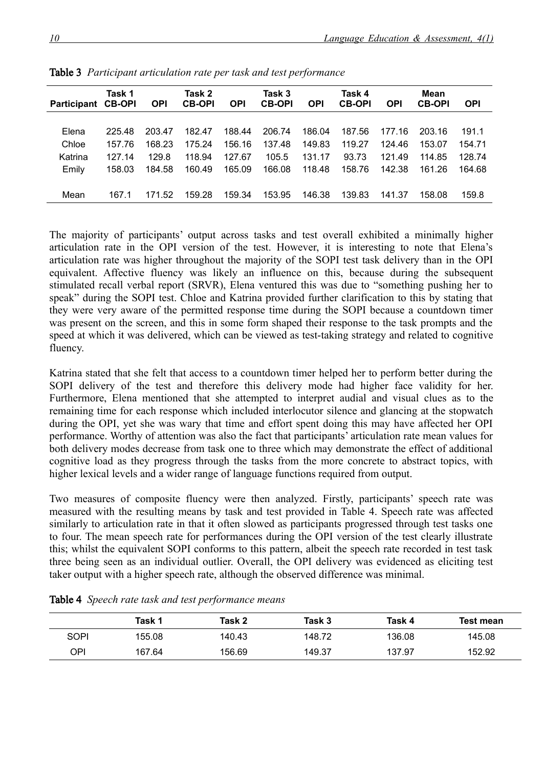**Table 3** *Participant articulation rate per task and test performance*

| Participant | Task 1 CB-OPI | OPI | Task 2 CB-OPI | OPI | Task 3 CB-OPI | OPI | Task 4 CB-OPI | OPI | Mean CB-OPI | OPI |
|---|---|---|---|---|---|---|---|---|---|---|
| Elena | 225.48 | 203.47 | 182.47 | 188.44 | 206.74 | 186.04 | 187.56 | 177.16 | 203.16 | 191.1 |
| Chloe | 157.76 | 168.23 | 175.24 | 156.16 | 137.48 | 149.83 | 119.27 | 124.46 | 153.07 | 154.71 |
| Katrina | 127.14 | 129.8 | 118.94 | 127.67 | 105.5 | 131.17 | 93.73 | 121.49 | 114.85 | 128.74 |
| Emily | 158.03 | 184.58 | 160.49 | 165.09 | 166.08 | 118.48 | 158.76 | 142.38 | 161.26 | 164.68 |
| Mean | 167.1 | 171.52 | 159.28 | 159.34 | 153.95 | 146.38 | 139.83 | 141.37 | 158.08 | 159.8 |

The majority of participants' output across tasks and test overall exhibited a minimally higher articulation rate in the OPI version of the test. However, it is interesting to note that Elena's articulation rate was higher throughout the majority of the SOPI test task delivery than in the OPI equivalent. Affective fluency was likely an influence on this, because during the subsequent stimulated recall verbal report (SRVR), Elena ventured this was due to "something pushing her to speak" during the SOPI test. Chloe and Katrina provided further clarification to this by stating that they were very aware of the permitted response time during the SOPI because a countdown timer was present on the screen, and this in some form shaped their response to the task prompts and the speed at which it was delivered, which can be viewed as test-taking strategy and related to cognitive fluency.

Katrina stated that she felt that access to a countdown timer helped her to perform better during the SOPI delivery of the test and therefore this delivery mode had higher face validity for her. Furthermore, Elena mentioned that she attempted to interpret audial and visual clues as to the remaining time for each response which included interlocutor silence and glancing at the stopwatch during the OPI, yet she was wary that time and effort spent doing this may have affected her OPI performance. Worthy of attention was also the fact that participants' articulation rate mean values for both delivery modes decrease from task one to three which may demonstrate the effect of additional cognitive load as they progress through the tasks from the more concrete to abstract topics, with higher lexical levels and a wider range of language functions required from output.

Two measures of composite fluency were then analyzed. Firstly, participants' speech rate was measured with the resulting means by task and test provided in Table 4. Speech rate was affected similarly to articulation rate in that it often slowed as participants progressed through test tasks one to four. The mean speech rate for performances during the OPI version of the test clearly illustrate this; whilst the equivalent SOPI conforms to this pattern, albeit the speech rate recorded in test task three being seen as an individual outlier. Overall, the OPI delivery was evidenced as eliciting test taker output with a higher speech rate, although the observed difference was minimal.

**Table 4** *Speech rate task and test performance means*

| | Task 1 | Task 2 | Task 3 | Task 4 | Test mean |
|---|---|---|---|---|---|
| SOPI | 155.08 | 140.43 | 148.72 | 136.08 | 145.08 |
| OPI | 167.64 | 156.69 | 149.37 | 137.97 | 152.92 |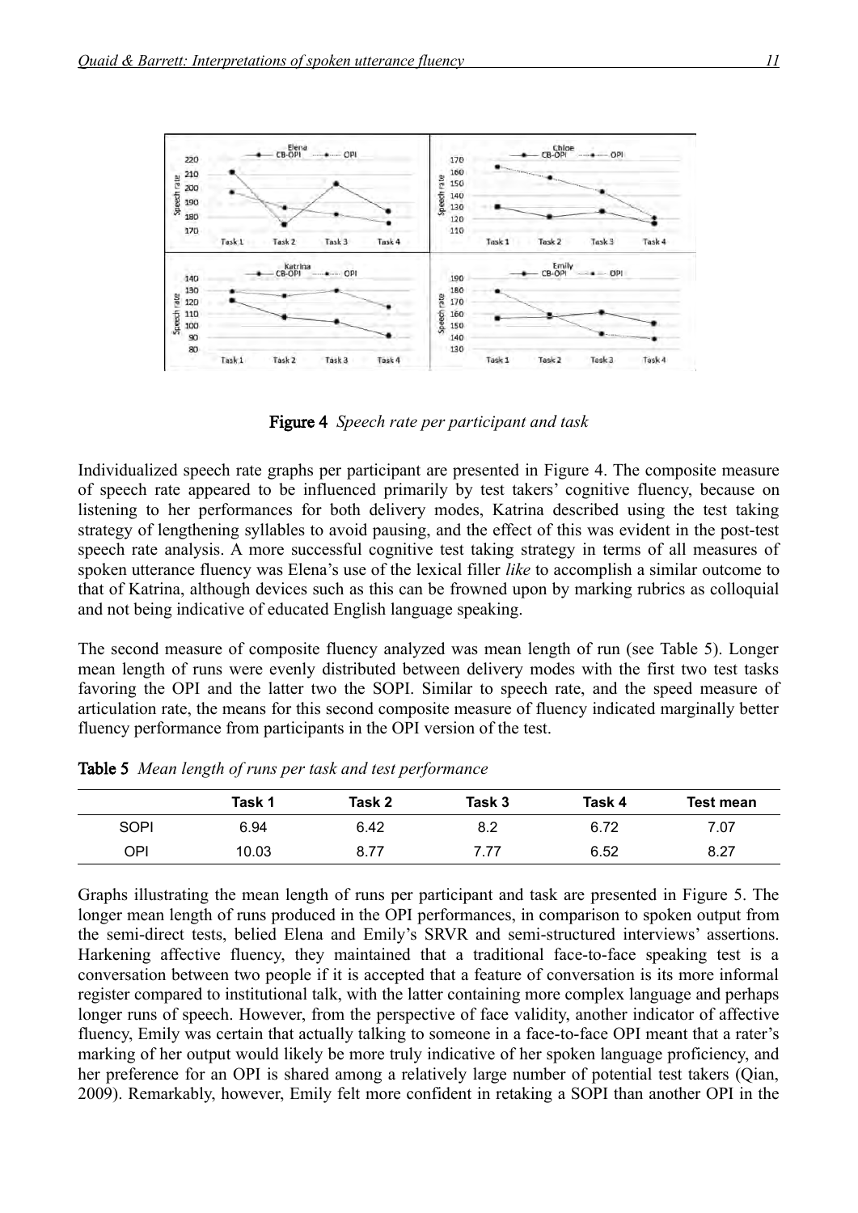**Figure 4** *Speech rate per participant and task*

Individualized speech rate graphs per participant are presented in Figure 4. The composite measure of speech rate appeared to be influenced primarily by test takers' cognitive fluency, because on listening to her performances for both delivery modes, Katrina described using the test taking strategy of lengthening syllables to avoid pausing, and the effect of this was evident in the post-test speech rate analysis. A more successful cognitive test taking strategy in terms of all measures of spoken utterance fluency was Elena's use of the lexical filler *like* to accomplish a similar outcome to that of Katrina, although devices such as this can be frowned upon by marking rubrics as colloquial and not being indicative of educated English language speaking.

The second measure of composite fluency analyzed was mean length of run (see Table 5). Longer mean length of runs were evenly distributed between delivery modes with the first two test tasks favoring the OPI and the latter two the SOPI. Similar to speech rate, and the speed measure of articulation rate, the means for this second composite measure of fluency indicated marginally better fluency performance from participants in the OPI version of the test.

**Table 5** *Mean length of runs per task and test performance*

| | Task 1 | Task 2 | Task 3 | Task 4 | Test mean |
|---|---|---|---|---|---|
| SOPI | 6.94 | 6.42 | 8.2 | 6.72 | 7.07 |
| OPI | 10.03 | 8.77 | 7.77 | 6.52 | 8.27 |

Graphs illustrating the mean length of runs per participant and task are presented in Figure 5. The longer mean length of runs produced in the OPI performances, in comparison to spoken output from the semi-direct tests, belied Elena and Emily's SRVR and semi-structured interviews' assertions. Harkening affective fluency, they maintained that a traditional face-to-face speaking test is a conversation between two people if it is accepted that a feature of conversation is its more informal register compared to institutional talk, with the latter containing more complex language and perhaps longer runs of speech. However, from the perspective of face validity, another indicator of affective fluency, Emily was certain that actually talking to someone in a face-to-face OPI meant that a rater's marking of her output would likely be more truly indicative of her spoken language proficiency, and her preference for an OPI is shared among a relatively large number of potential test takers (Qian, 2009). Remarkably, however, Emily felt more confident in retaking a SOPI than another OPI in the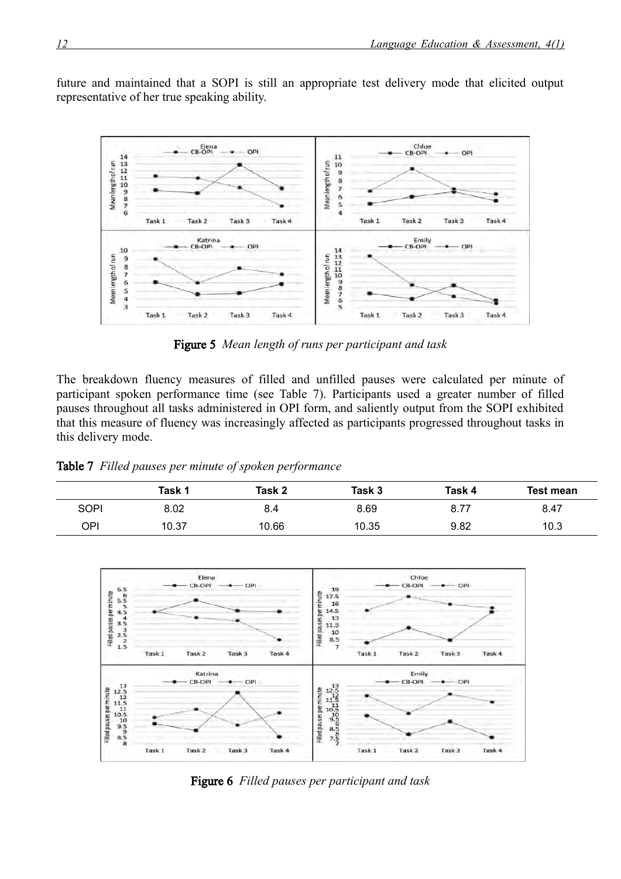future and maintained that a SOPI is still an appropriate test delivery mode that elicited output representative of her true speaking ability.

**Figure 5** *Mean length of runs per participant and task*

The breakdown fluency measures of filled and unfilled pauses were calculated per minute of participant spoken performance time (see Table 7). Participants used a greater number of filled pauses throughout all tasks administered in OPI form, and saliently output from the SOPI exhibited that this measure of fluency was increasingly affected as participants progressed throughout tasks in this delivery mode.

**Table 7** *Filled pauses per minute of spoken performance*

| | Task 1 | Task 2 | Task 3 | Task 4 | Test mean |
|---|---|---|---|---|---|
| SOPI | 8.02 | 8.4 | 8.69 | 8.77 | 8.47 |
| OPI | 10.37 | 10.66 | 10.35 | 9.82 | 10.3 |

**Figure 6** *Filled pauses per participant and task*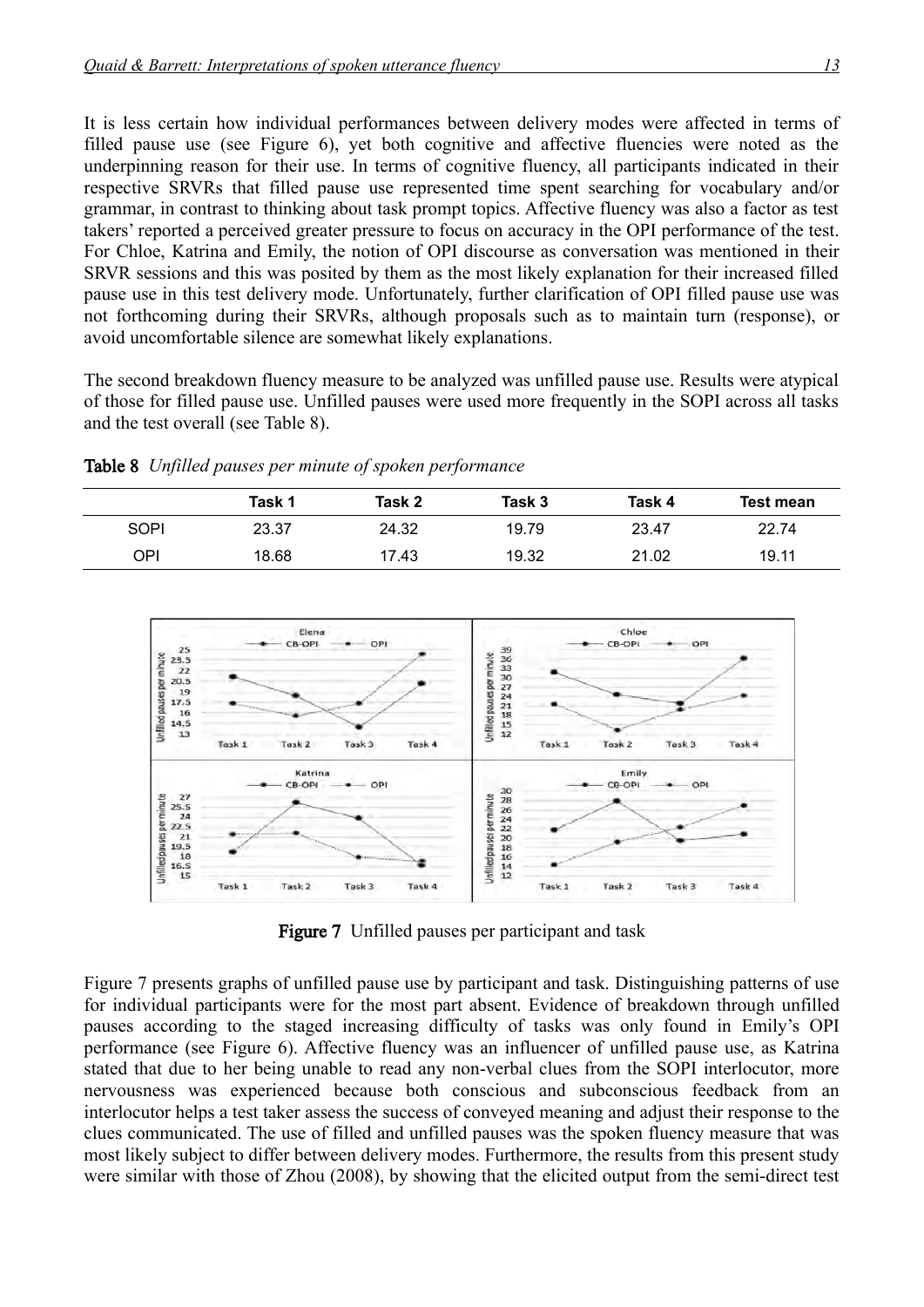It is less certain how individual performances between delivery modes were affected in terms of filled pause use (see Figure 6), yet both cognitive and affective fluencies were noted as the underpinning reason for their use. In terms of cognitive fluency, all participants indicated in their respective SRVRs that filled pause use represented time spent searching for vocabulary and/or grammar, in contrast to thinking about task prompt topics. Affective fluency was also a factor as test takers' reported a perceived greater pressure to focus on accuracy in the OPI performance of the test. For Chloe, Katrina and Emily, the notion of OPI discourse as conversation was mentioned in their SRVR sessions and this was posited by them as the most likely explanation for their increased filled pause use in this test delivery mode. Unfortunately, further clarification of OPI filled pause use was not forthcoming during their SRVRs, although proposals such as to maintain turn (response), or avoid uncomfortable silence are somewhat likely explanations.

The second breakdown fluency measure to be analyzed was unfilled pause use. Results were atypical of those for filled pause use. Unfilled pauses were used more frequently in the SOPI across all tasks and the test overall (see Table 8).

**Table 8** *Unfilled pauses per minute of spoken performance*

| | Task 1 | Task 2 | Task 3 | Task 4 | Test mean |
|---|---|---|---|---|---|
| SOPI | 23.37 | 24.32 | 19.79 | 23.47 | 22.74 |
| OPI | 18.68 | 17.43 | 19.32 | 21.02 | 19.11 |

**Figure 7** Unfilled pauses per participant and task

Figure 7 presents graphs of unfilled pause use by participant and task. Distinguishing patterns of use for individual participants were for the most part absent. Evidence of breakdown through unfilled pauses according to the staged increasing difficulty of tasks was only found in Emily's OPI performance (see Figure 6). Affective fluency was an influencer of unfilled pause use, as Katrina stated that due to her being unable to read any non-verbal clues from the SOPI interlocutor, more nervousness was experienced because both conscious and subconscious feedback from an interlocutor helps a test taker assess the success of conveyed meaning and adjust their response to the clues communicated. The use of filled and unfilled pauses was the spoken fluency measure that was most likely subject to differ between delivery modes. Furthermore, the results from this present study were similar with those of Zhou (2008), by showing that the elicited output from the semi-direct test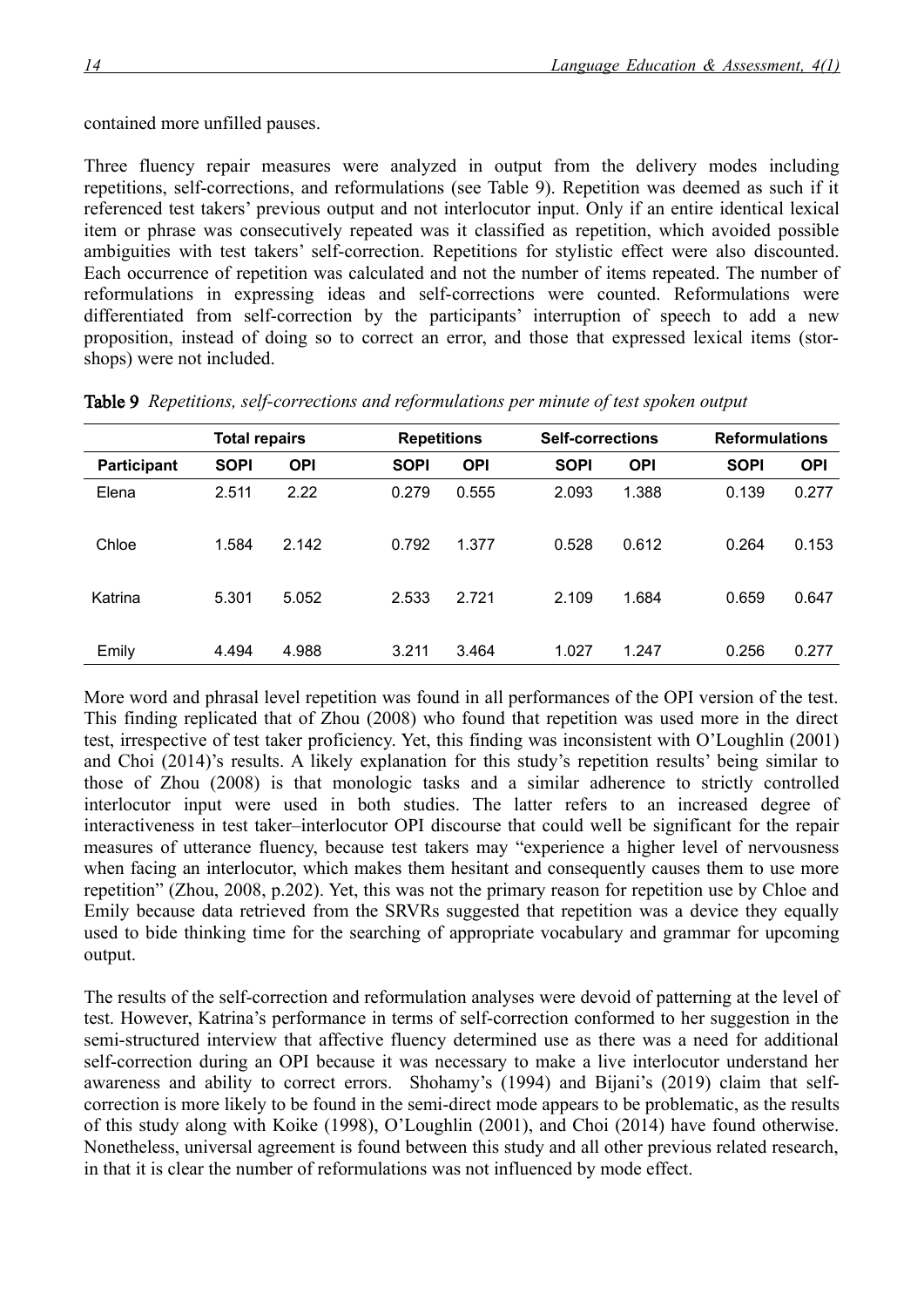contained more unfilled pauses.

Three fluency repair measures were analyzed in output from the delivery modes including repetitions, self-corrections, and reformulations (see Table 9). Repetition was deemed as such if it referenced test takers' previous output and not interlocutor input. Only if an entire identical lexical item or phrase was consecutively repeated was it classified as repetition, which avoided possible ambiguities with test takers' self-correction. Repetitions for stylistic effect were also discounted. Each occurrence of repetition was calculated and not the number of items repeated. The number of reformulations in expressing ideas and self-corrections were counted. Reformulations were differentiated from self-correction by the participants' interruption of speech to add a new proposition, instead of doing so to correct an error, and those that expressed lexical items (stor-shops) were not included.

**Table 9** *Repetitions, self-corrections and reformulations per minute of test spoken output*

| | Total repairs | | Repetitions | | Self-corrections | | Reformulations | |
|---|---|---|---|---|---|---|---|---|
| **Participant** | **SOPI** | **OPI** | **SOPI** | **OPI** | **SOPI** | **OPI** | **SOPI** | **OPI** |
| Elena | 2.511 | 2.22 | 0.279 | 0.555 | 2.093 | 1.388 | 0.139 | 0.277 |
| Chloe | 1.584 | 2.142 | 0.792 | 1.377 | 0.528 | 0.612 | 0.264 | 0.153 |
| Katrina | 5.301 | 5.052 | 2.533 | 2.721 | 2.109 | 1.684 | 0.659 | 0.647 |
| Emily | 4.494 | 4.988 | 3.211 | 3.464 | 1.027 | 1.247 | 0.256 | 0.277 |

More word and phrasal level repetition was found in all performances of the OPI version of the test. This finding replicated that of Zhou (2008) who found that repetition was used more in the direct test, irrespective of test taker proficiency. Yet, this finding was inconsistent with O'Loughlin (2001) and Choi (2014)'s results. A likely explanation for this study's repetition results' being similar to those of Zhou (2008) is that monologic tasks and a similar adherence to strictly controlled interlocutor input were used in both studies. The latter refers to an increased degree of interactiveness in test taker–interlocutor OPI discourse that could well be significant for the repair measures of utterance fluency, because test takers may "experience a higher level of nervousness when facing an interlocutor, which makes them hesitant and consequently causes them to use more repetition" (Zhou, 2008, p.202). Yet, this was not the primary reason for repetition use by Chloe and Emily because data retrieved from the SRVRs suggested that repetition was a device they equally used to bide thinking time for the searching of appropriate vocabulary and grammar for upcoming output.

The results of the self-correction and reformulation analyses were devoid of patterning at the level of test. However, Katrina's performance in terms of self-correction conformed to her suggestion in the semi-structured interview that affective fluency determined use as there was a need for additional self-correction during an OPI because it was necessary to make a live interlocutor understand her awareness and ability to correct errors. Shohamy's (1994) and Bijani's (2019) claim that self-correction is more likely to be found in the semi-direct mode appears to be problematic, as the results of this study along with Koike (1998), O'Loughlin (2001), and Choi (2014) have found otherwise. Nonetheless, universal agreement is found between this study and all other previous related research, in that it is clear the number of reformulations was not influenced by mode effect.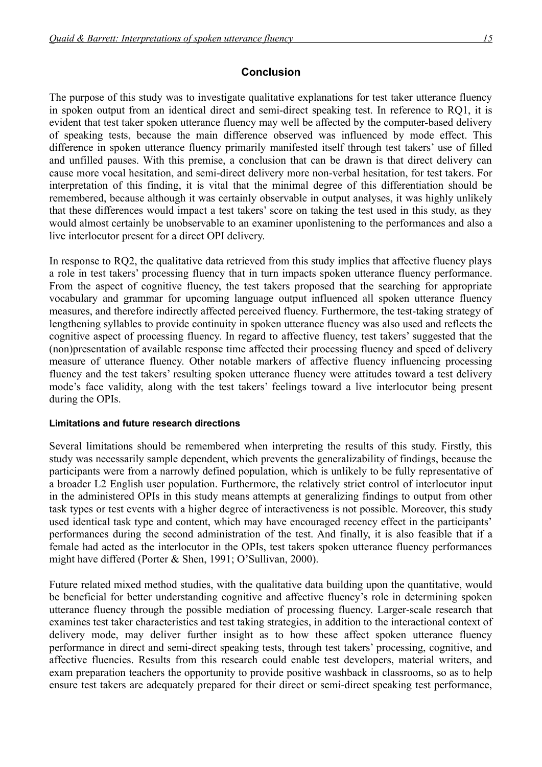## Conclusion

The purpose of this study was to investigate qualitative explanations for test taker utterance fluency in spoken output from an identical direct and semi-direct speaking test. In reference to RQ1, it is evident that test taker spoken utterance fluency may well be affected by the computer-based delivery of speaking tests, because the main difference observed was influenced by mode effect. This difference in spoken utterance fluency primarily manifested itself through test takers' use of filled and unfilled pauses. With this premise, a conclusion that can be drawn is that direct delivery can cause more vocal hesitation, and semi-direct delivery more non-verbal hesitation, for test takers. For interpretation of this finding, it is vital that the minimal degree of this differentiation should be remembered, because although it was certainly observable in output analyses, it was highly unlikely that these differences would impact a test takers' score on taking the test used in this study, as they would almost certainly be unobservable to an examiner uponlistening to the performances and also a live interlocutor present for a direct OPI delivery.

In response to RQ2, the qualitative data retrieved from this study implies that affective fluency plays a role in test takers' processing fluency that in turn impacts spoken utterance fluency performance. From the aspect of cognitive fluency, the test takers proposed that the searching for appropriate vocabulary and grammar for upcoming language output influenced all spoken utterance fluency measures, and therefore indirectly affected perceived fluency. Furthermore, the test-taking strategy of lengthening syllables to provide continuity in spoken utterance fluency was also used and reflects the cognitive aspect of processing fluency. In regard to affective fluency, test takers' suggested that the (non)presentation of available response time affected their processing fluency and speed of delivery measure of utterance fluency. Other notable markers of affective fluency influencing processing fluency and the test takers' resulting spoken utterance fluency were attitudes toward a test delivery mode's face validity, along with the test takers' feelings toward a live interlocutor being present during the OPIs.

### Limitations and future research directions

Several limitations should be remembered when interpreting the results of this study. Firstly, this study was necessarily sample dependent, which prevents the generalizability of findings, because the participants were from a narrowly defined population, which is unlikely to be fully representative of a broader L2 English user population. Furthermore, the relatively strict control of interlocutor input in the administered OPIs in this study means attempts at generalizing findings to output from other task types or test events with a higher degree of interactiveness is not possible. Moreover, this study used identical task type and content, which may have encouraged recency effect in the participants' performances during the second administration of the test. And finally, it is also feasible that if a female had acted as the interlocutor in the OPIs, test takers spoken utterance fluency performances might have differed (Porter & Shen, 1991; O'Sullivan, 2000).

Future related mixed method studies, with the qualitative data building upon the quantitative, would be beneficial for better understanding cognitive and affective fluency's role in determining spoken utterance fluency through the possible mediation of processing fluency. Larger-scale research that examines test taker characteristics and test taking strategies, in addition to the interactional context of delivery mode, may deliver further insight as to how these affect spoken utterance fluency performance in direct and semi-direct speaking tests, through test takers' processing, cognitive, and affective fluencies. Results from this research could enable test developers, material writers, and exam preparation teachers the opportunity to provide positive washback in classrooms, so as to help ensure test takers are adequately prepared for their direct or semi-direct speaking test performance,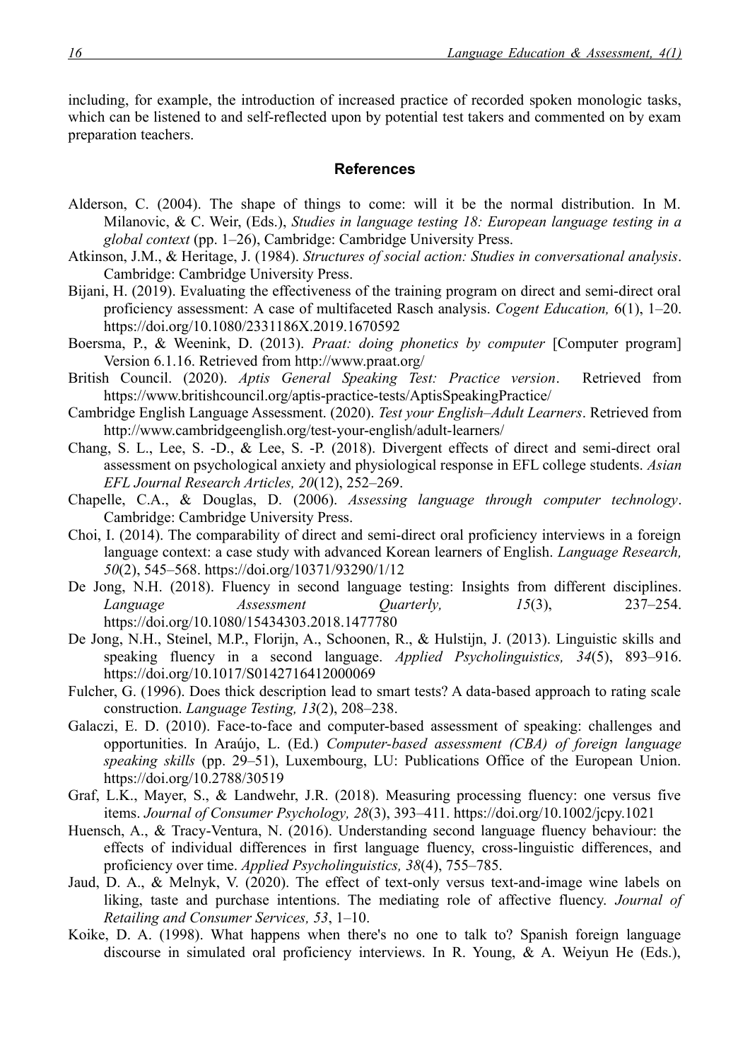including, for example, the introduction of increased practice of recorded spoken monologic tasks, which can be listened to and self-reflected upon by potential test takers and commented on by exam preparation teachers.

## References

Alderson, C. (2004). The shape of things to come: will it be the normal distribution. In M. Milanovic, & C. Weir, (Eds.), *Studies in language testing 18: European language testing in a global context* (pp. 1–26), Cambridge: Cambridge University Press.

Atkinson, J.M., & Heritage, J. (1984). *Structures of social action: Studies in conversational analysis*. Cambridge: Cambridge University Press.

Bijani, H. (2019). Evaluating the effectiveness of the training program on direct and semi-direct oral proficiency assessment: A case of multifaceted Rasch analysis. *Cogent Education,* 6(1), 1–20. https://doi.org/10.1080/2331186X.2019.1670592

Boersma, P., & Weenink, D. (2013). *Praat: doing phonetics by computer* [Computer program] Version 6.1.16. Retrieved from http://www.praat.org/

British Council. (2020). *Aptis General Speaking Test: Practice version*. Retrieved from https://www.britishcouncil.org/aptis-practice-tests/AptisSpeakingPractice/

Cambridge English Language Assessment. (2020). *Test your English–Adult Learners*. Retrieved from http://www.cambridgeenglish.org/test-your-english/adult-learners/

Chang, S. L., Lee, S. -D., & Lee, S. -P. (2018). Divergent effects of direct and semi-direct oral assessment on psychological anxiety and physiological response in EFL college students. *Asian EFL Journal Research Articles, 20*(12), 252–269.

Chapelle, C.A., & Douglas, D. (2006). *Assessing language through computer technology*. Cambridge: Cambridge University Press.

Choi, I. (2014). The comparability of direct and semi-direct oral proficiency interviews in a foreign language context: a case study with advanced Korean learners of English. *Language Research, 50*(2), 545–568. https://doi.org/10371/93290/1/12

De Jong, N.H. (2018). Fluency in second language testing: Insights from different disciplines. *Language Assessment Quarterly, 15*(3), 237–254. https://doi.org/10.1080/15434303.2018.1477780

De Jong, N.H., Steinel, M.P., Florijn, A., Schoonen, R., & Hulstijn, J. (2013). Linguistic skills and speaking fluency in a second language. *Applied Psycholinguistics, 34*(5), 893–916. https://doi.org/10.1017/S0142716412000069

Fulcher, G. (1996). Does thick description lead to smart tests? A data-based approach to rating scale construction. *Language Testing, 13*(2), 208–238.

Galaczi, E. D. (2010). Face-to-face and computer-based assessment of speaking: challenges and opportunities. In Araújo, L. (Ed.) *Computer-based assessment (CBA) of foreign language speaking skills* (pp. 29–51), Luxembourg, LU: Publications Office of the European Union. https://doi.org/10.2788/30519

Graf, L.K., Mayer, S., & Landwehr, J.R. (2018). Measuring processing fluency: one versus five items. *Journal of Consumer Psychology, 28*(3), 393–411. https://doi.org/10.1002/jcpy.1021

Huensch, A., & Tracy-Ventura, N. (2016). Understanding second language fluency behaviour: the effects of individual differences in first language fluency, cross-linguistic differences, and proficiency over time. *Applied Psycholinguistics, 38*(4), 755–785.

Jaud, D. A., & Melnyk, V. (2020). The effect of text-only versus text-and-image wine labels on liking, taste and purchase intentions. The mediating role of affective fluency. *Journal of Retailing and Consumer Services, 53*, 1–10.

Koike, D. A. (1998). What happens when there's no one to talk to? Spanish foreign language discourse in simulated oral proficiency interviews. In R. Young, & A. Weiyun He (Eds.),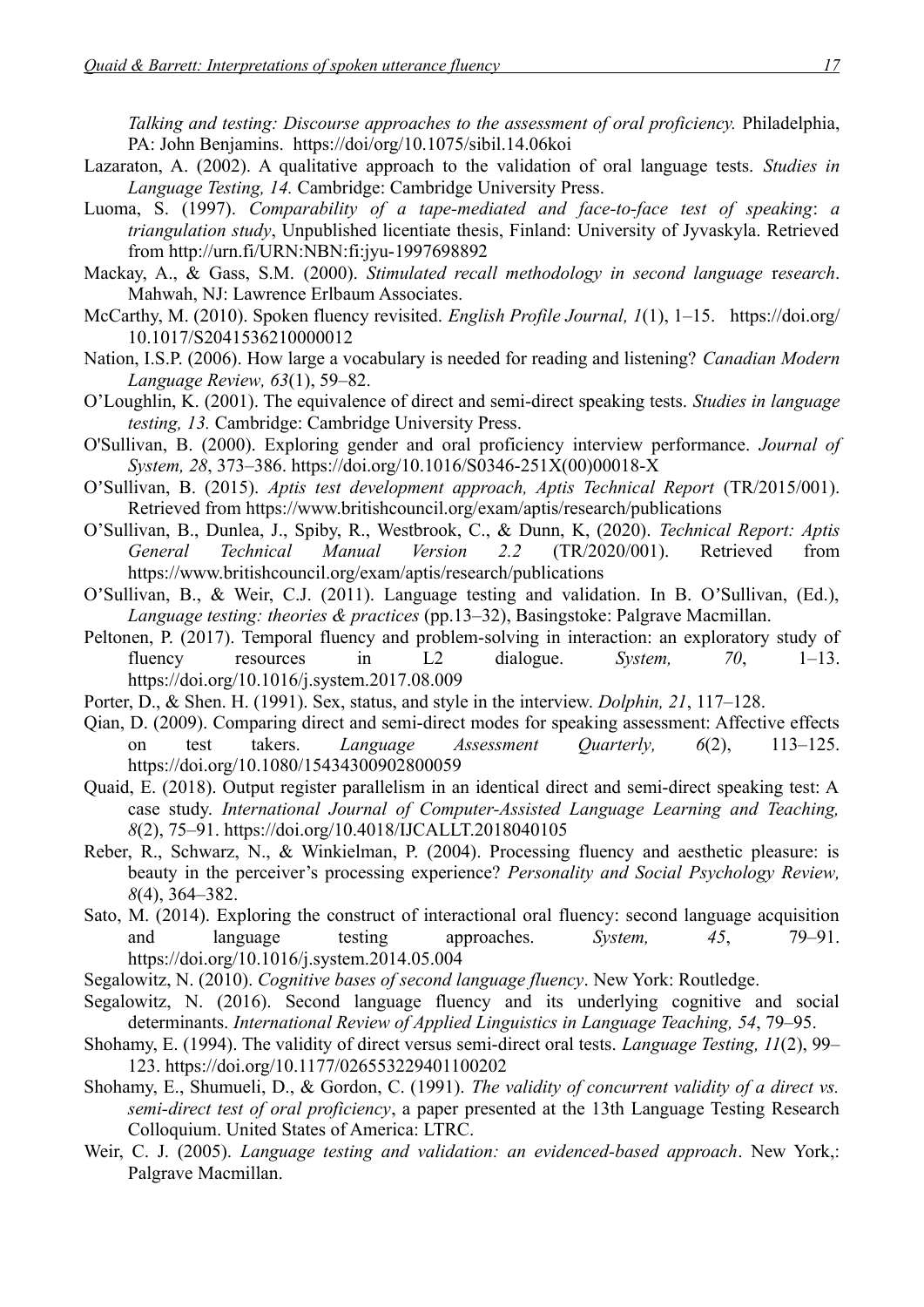*Talking and testing: Discourse approaches to the assessment of oral proficiency.* Philadelphia, PA: John Benjamins. https://doi/org/10.1075/sibil.14.06koi

Lazaraton, A. (2002). A qualitative approach to the validation of oral language tests. *Studies in Language Testing, 14.* Cambridge: Cambridge University Press.

Luoma, S. (1997). *Comparability of a tape-mediated and face-to-face test of speaking*: *a triangulation study*, Unpublished licentiate thesis, Finland: University of Jyvaskyla. Retrieved from http://urn.fi/URN:NBN:fi:jyu-1997698892

Mackay, A., & Gass, S.M. (2000). *Stimulated recall methodology in second language research*. Mahwah, NJ: Lawrence Erlbaum Associates.

McCarthy, M. (2010). Spoken fluency revisited. *English Profile Journal, 1*(1), 1–15. https://doi.org/10.1017/S2041536210000012

Nation, I.S.P. (2006). How large a vocabulary is needed for reading and listening? *Canadian Modern Language Review, 63*(1), 59–82.

O'Loughlin, K. (2001). The equivalence of direct and semi-direct speaking tests. *Studies in language testing, 13.* Cambridge: Cambridge University Press.

O'Sullivan, B. (2000). Exploring gender and oral proficiency interview performance. *Journal of System, 28*, 373–386. https://doi.org/10.1016/S0346-251X(00)00018-X

O'Sullivan, B. (2015). *Aptis test development approach, Aptis Technical Report* (TR/2015/001). Retrieved from https://www.britishcouncil.org/exam/aptis/research/publications

O'Sullivan, B., Dunlea, J., Spiby, R., Westbrook, C., & Dunn, K, (2020). *Technical Report: Aptis General Technical Manual Version 2.2* (TR/2020/001). Retrieved from https://www.britishcouncil.org/exam/aptis/research/publications

O'Sullivan, B., & Weir, C.J. (2011). Language testing and validation. In B. O'Sullivan, (Ed.), *Language testing: theories & practices* (pp.13–32), Basingstoke: Palgrave Macmillan.

Peltonen, P. (2017). Temporal fluency and problem-solving in interaction: an exploratory study of fluency resources in L2 dialogue. *System, 70*, 1–13. https://doi.org/10.1016/j.system.2017.08.009

Porter, D., & Shen. H. (1991). Sex, status, and style in the interview. *Dolphin, 21*, 117–128.

Qian, D. (2009). Comparing direct and semi-direct modes for speaking assessment: Affective effects on test takers. *Language Assessment Quarterly, 6*(2), 113–125. https://doi.org/10.1080/15434300902800059

Quaid, E. (2018). Output register parallelism in an identical direct and semi-direct speaking test: A case study. *International Journal of Computer-Assisted Language Learning and Teaching, 8*(2), 75–91. https://doi.org/10.4018/IJCALLT.2018040105

Reber, R., Schwarz, N., & Winkielman, P. (2004). Processing fluency and aesthetic pleasure: is beauty in the perceiver's processing experience? *Personality and Social Psychology Review, 8*(4), 364–382.

Sato, M. (2014). Exploring the construct of interactional oral fluency: second language acquisition and language testing approaches. *System, 45*, 79–91. https://doi.org/10.1016/j.system.2014.05.004

Segalowitz, N. (2010). *Cognitive bases of second language fluency*. New York: Routledge.

Segalowitz, N. (2016). Second language fluency and its underlying cognitive and social determinants. *International Review of Applied Linguistics in Language Teaching, 54*, 79–95.

Shohamy, E. (1994). The validity of direct versus semi-direct oral tests. *Language Testing, 11*(2), 99–123. https://doi.org/10.1177/026553229401100202

Shohamy, E., Shumueli, D., & Gordon, C. (1991). *The validity of concurrent validity of a direct vs. semi-direct test of oral proficiency*, a paper presented at the 13th Language Testing Research Colloquium. United States of America: LTRC.

Weir, C. J. (2005). *Language testing and validation: an evidenced-based approach*. New York,: Palgrave Macmillan.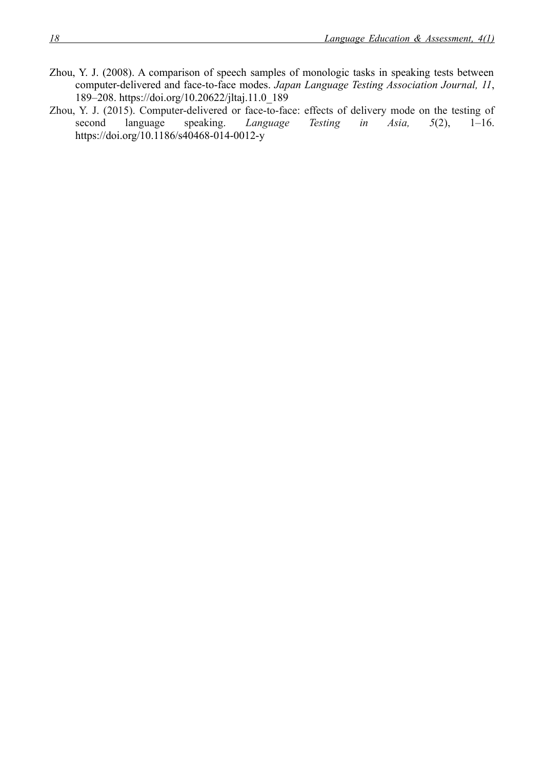Zhou, Y. J. (2008). A comparison of speech samples of monologic tasks in speaking tests between computer-delivered and face-to-face modes. *Japan Language Testing Association Journal, 11*, 189–208. https://doi.org/10.20622/jltaj.11.0_189

Zhou, Y. J. (2015). Computer-delivered or face-to-face: effects of delivery mode on the testing of second language speaking. *Language Testing in Asia, 5*(2), 1–16. https://doi.org/10.1186/s40468-014-0012-y